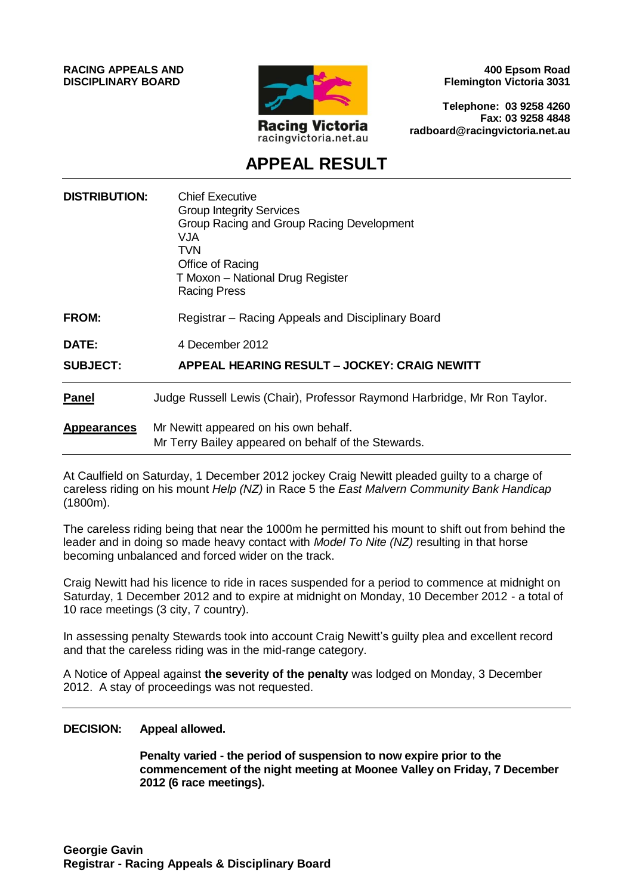**RACING APPEALS AND DISCIPLINARY BOARD**

Racing Victoria
racingvictoria.net.au

**400 Epsom Road**
**Flemington Victoria 3031**

**Telephone: 03 9258 4260**
**Fax: 03 9258 4848**
**radboard@racingvictoria.net.au**

# APPEAL RESULT

**DISTRIBUTION:** Chief Executive
Group Integrity Services
Group Racing and Group Racing Development
VJA
TVN
Office of Racing
T Moxon – National Drug Register
Racing Press

**FROM:** Registrar – Racing Appeals and Disciplinary Board

**DATE:** 4 December 2012

**SUBJECT:** **APPEAL HEARING RESULT – JOCKEY: CRAIG NEWITT**

---

**Panel** Judge Russell Lewis (Chair), Professor Raymond Harbridge, Mr Ron Taylor.

**Appearances** Mr Newitt appeared on his own behalf.
Mr Terry Bailey appeared on behalf of the Stewards.

---

At Caulfield on Saturday, 1 December 2012 jockey Craig Newitt pleaded guilty to a charge of careless riding on his mount *Help (NZ)* in Race 5 the *East Malvern Community Bank Handicap* (1800m).

The careless riding being that near the 1000m he permitted his mount to shift out from behind the leader and in doing so made heavy contact with *Model To Nite (NZ)* resulting in that horse becoming unbalanced and forced wider on the track.

Craig Newitt had his licence to ride in races suspended for a period to commence at midnight on Saturday, 1 December 2012 and to expire at midnight on Monday, 10 December 2012 - a total of 10 race meetings (3 city, 7 country).

In assessing penalty Stewards took into account Craig Newitt's guilty plea and excellent record and that the careless riding was in the mid-range category.

A Notice of Appeal against **the severity of the penalty** was lodged on Monday, 3 December 2012. A stay of proceedings was not requested.

---

**DECISION:** **Appeal allowed.**

**Penalty varied - the period of suspension to now expire prior to the commencement of the night meeting at Moonee Valley on Friday, 7 December 2012 (6 race meetings).**

**Georgie Gavin**
**Registrar - Racing Appeals & Disciplinary Board**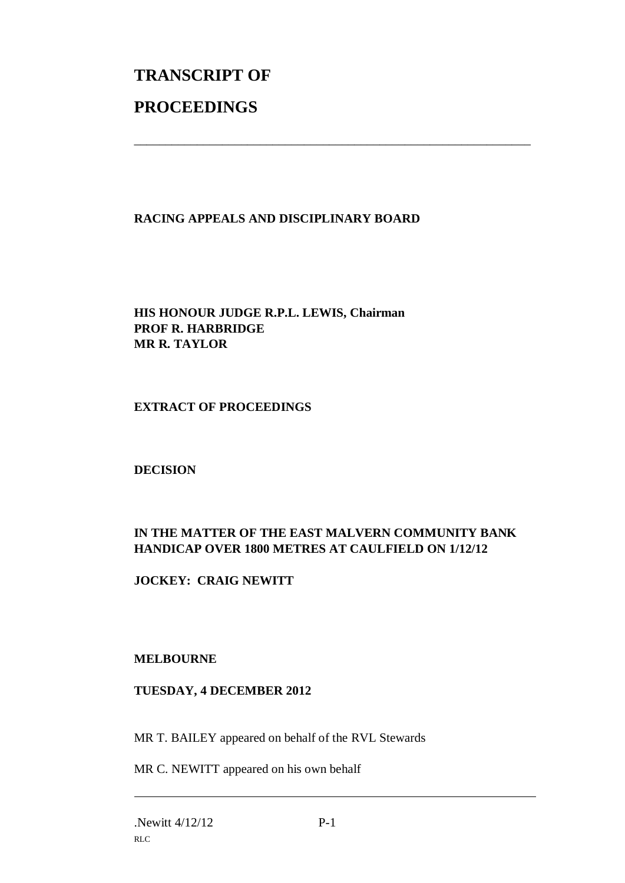# TRANSCRIPT OF

# PROCEEDINGS

---

**RACING APPEALS AND DISCIPLINARY BOARD**

**HIS HONOUR JUDGE R.P.L. LEWIS, Chairman**
**PROF R. HARBRIDGE**
**MR R. TAYLOR**

**EXTRACT OF PROCEEDINGS**

**DECISION**

**IN THE MATTER OF THE EAST MALVERN COMMUNITY BANK HANDICAP OVER 1800 METRES AT CAULFIELD ON 1/12/12**

**JOCKEY: CRAIG NEWITT**

**MELBOURNE**

**TUESDAY, 4 DECEMBER 2012**

MR T. BAILEY appeared on behalf of the RVL Stewards

MR C. NEWITT appeared on his own behalf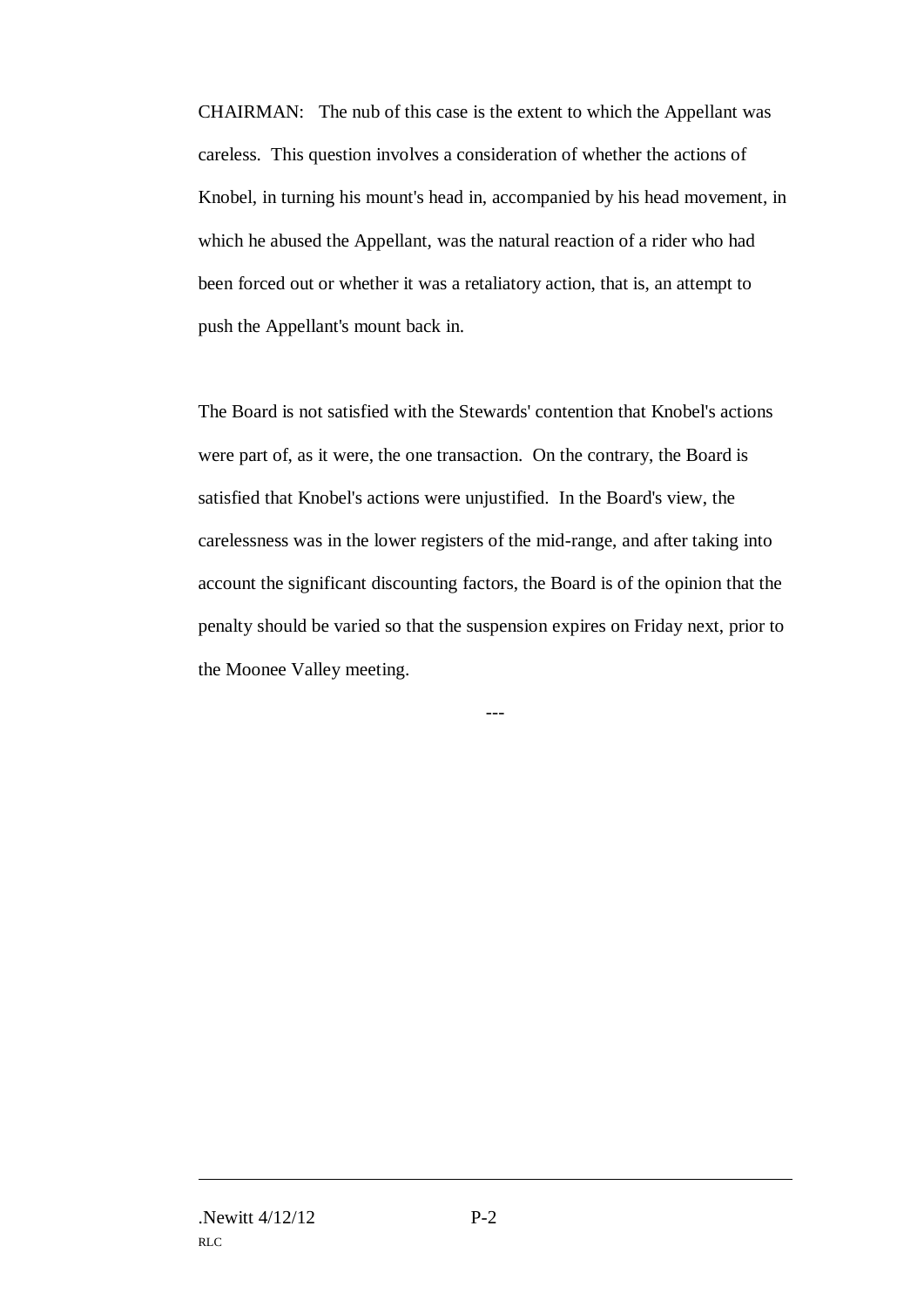CHAIRMAN: The nub of this case is the extent to which the Appellant was careless. This question involves a consideration of whether the actions of Knobel, in turning his mount's head in, accompanied by his head movement, in which he abused the Appellant, was the natural reaction of a rider who had been forced out or whether it was a retaliatory action, that is, an attempt to push the Appellant's mount back in.

The Board is not satisfied with the Stewards' contention that Knobel's actions were part of, as it were, the one transaction. On the contrary, the Board is satisfied that Knobel's actions were unjustified. In the Board's view, the carelessness was in the lower registers of the mid-range, and after taking into account the significant discounting factors, the Board is of the opinion that the penalty should be varied so that the suspension expires on Friday next, prior to the Moonee Valley meeting.

---